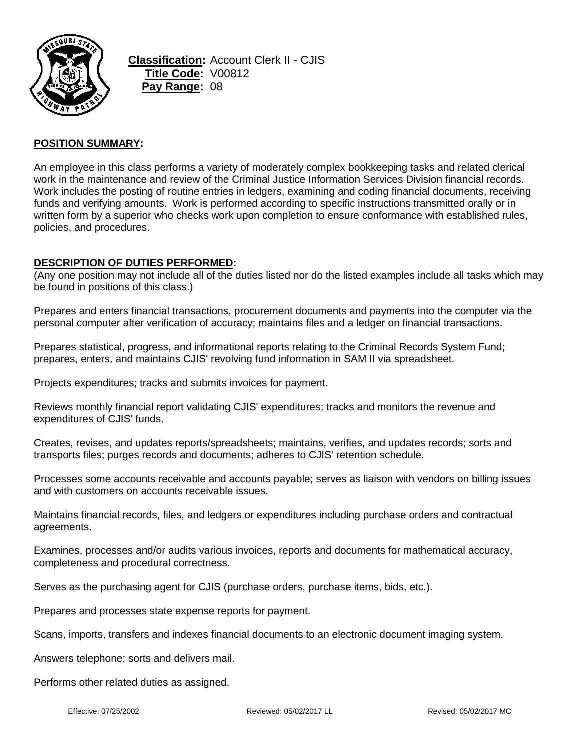**Classification:** Account Clerk II - CJIS
**Title Code:** V00812
**Pay Range:** 08

## POSITION SUMMARY:

An employee in this class performs a variety of moderately complex bookkeeping tasks and related clerical work in the maintenance and review of the Criminal Justice Information Services Division financial records. Work includes the posting of routine entries in ledgers, examining and coding financial documents, receiving funds and verifying amounts. Work is performed according to specific instructions transmitted orally or in written form by a superior who checks work upon completion to ensure conformance with established rules, policies, and procedures.

## DESCRIPTION OF DUTIES PERFORMED:

(Any one position may not include all of the duties listed nor do the listed examples include all tasks which may be found in positions of this class.)

Prepares and enters financial transactions, procurement documents and payments into the computer via the personal computer after verification of accuracy; maintains files and a ledger on financial transactions.

Prepares statistical, progress, and informational reports relating to the Criminal Records System Fund; prepares, enters, and maintains CJIS' revolving fund information in SAM II via spreadsheet.

Projects expenditures; tracks and submits invoices for payment.

Reviews monthly financial report validating CJIS' expenditures; tracks and monitors the revenue and expenditures of CJIS' funds.

Creates, revises, and updates reports/spreadsheets; maintains, verifies, and updates records; sorts and transports files; purges records and documents; adheres to CJIS' retention schedule.

Processes some accounts receivable and accounts payable; serves as liaison with vendors on billing issues and with customers on accounts receivable issues.

Maintains financial records, files, and ledgers or expenditures including purchase orders and contractual agreements.

Examines, processes and/or audits various invoices, reports and documents for mathematical accuracy, completeness and procedural correctness.

Serves as the purchasing agent for CJIS (purchase orders, purchase items, bids, etc.).

Prepares and processes state expense reports for payment.

Scans, imports, transfers and indexes financial documents to an electronic document imaging system.

Answers telephone; sorts and delivers mail.

Performs other related duties as assigned.

Effective: 07/25/2002 Reviewed: 05/02/2017 LL Revised: 05/02/2017 MC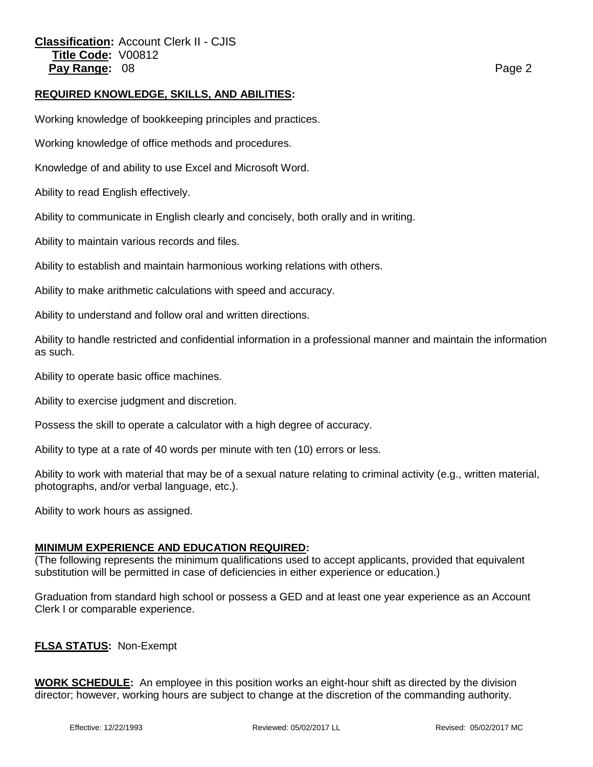**Classification:** Account Clerk II - CJIS
**Title Code:** V00812
**Pay Range:** 08

## REQUIRED KNOWLEDGE, SKILLS, AND ABILITIES:

Working knowledge of bookkeeping principles and practices.

Working knowledge of office methods and procedures.

Knowledge of and ability to use Excel and Microsoft Word.

Ability to read English effectively.

Ability to communicate in English clearly and concisely, both orally and in writing.

Ability to maintain various records and files.

Ability to establish and maintain harmonious working relations with others.

Ability to make arithmetic calculations with speed and accuracy.

Ability to understand and follow oral and written directions.

Ability to handle restricted and confidential information in a professional manner and maintain the information as such.

Ability to operate basic office machines.

Ability to exercise judgment and discretion.

Possess the skill to operate a calculator with a high degree of accuracy.

Ability to type at a rate of 40 words per minute with ten (10) errors or less.

Ability to work with material that may be of a sexual nature relating to criminal activity (e.g., written material, photographs, and/or verbal language, etc.).

Ability to work hours as assigned.

## MINIMUM EXPERIENCE AND EDUCATION REQUIRED:

(The following represents the minimum qualifications used to accept applicants, provided that equivalent substitution will be permitted in case of deficiencies in either experience or education.)

Graduation from standard high school or possess a GED and at least one year experience as an Account Clerk I or comparable experience.

**FLSA STATUS:** Non-Exempt

**WORK SCHEDULE:** An employee in this position works an eight-hour shift as directed by the division director; however, working hours are subject to change at the discretion of the commanding authority.

Effective: 12/22/1993 Reviewed: 05/02/2017 LL Revised: 05/02/2017 MC